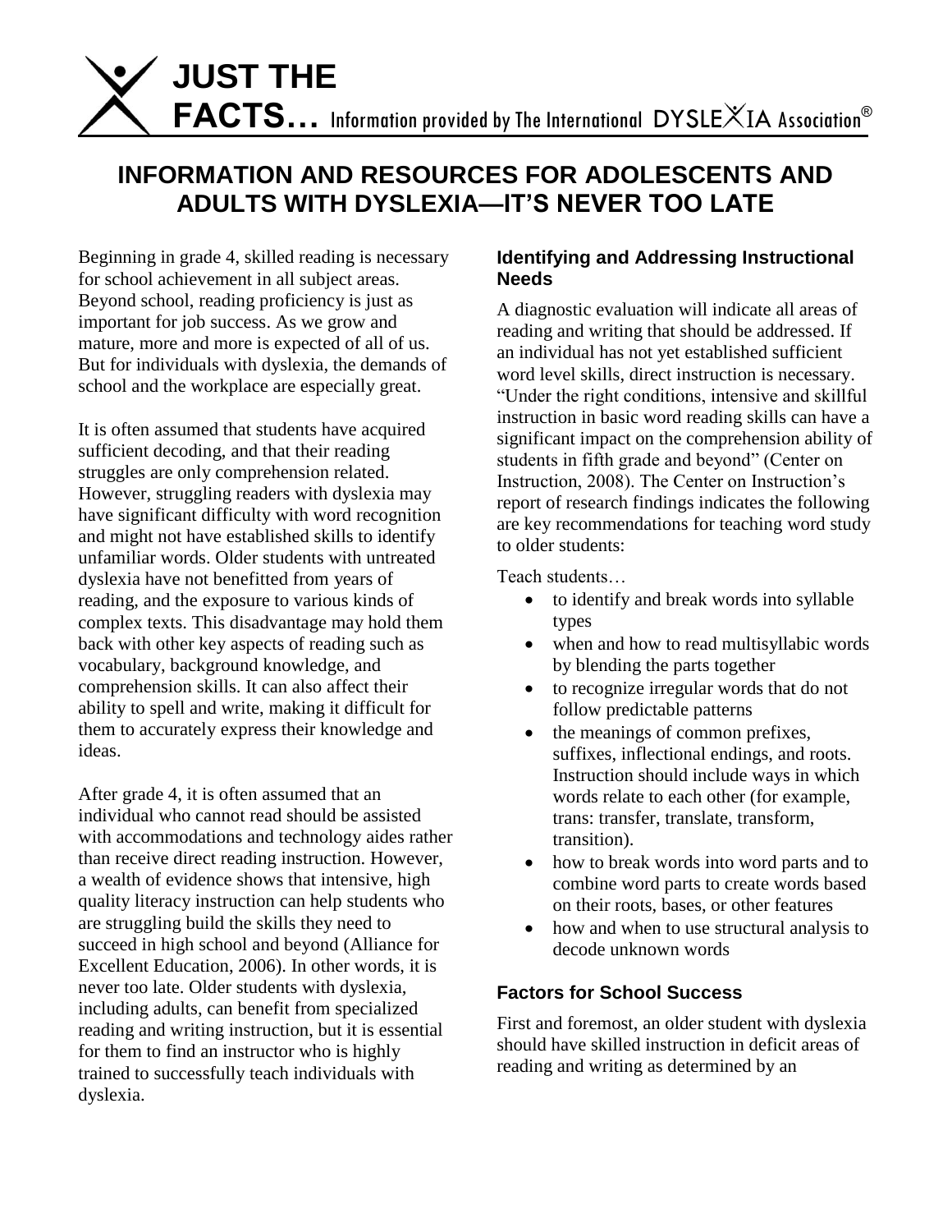# JUST THE FACTS… Information provided by The International DYSLEXIA Association®

## INFORMATION AND RESOURCES FOR ADOLESCENTS AND ADULTS WITH DYSLEXIA—IT'S NEVER TOO LATE

Beginning in grade 4, skilled reading is necessary for school achievement in all subject areas. Beyond school, reading proficiency is just as important for job success. As we grow and mature, more and more is expected of all of us. But for individuals with dyslexia, the demands of school and the workplace are especially great.

It is often assumed that students have acquired sufficient decoding, and that their reading struggles are only comprehension related. However, struggling readers with dyslexia may have significant difficulty with word recognition and might not have established skills to identify unfamiliar words. Older students with untreated dyslexia have not benefitted from years of reading, and the exposure to various kinds of complex texts. This disadvantage may hold them back with other key aspects of reading such as vocabulary, background knowledge, and comprehension skills. It can also affect their ability to spell and write, making it difficult for them to accurately express their knowledge and ideas.

After grade 4, it is often assumed that an individual who cannot read should be assisted with accommodations and technology aides rather than receive direct reading instruction. However, a wealth of evidence shows that intensive, high quality literacy instruction can help students who are struggling build the skills they need to succeed in high school and beyond (Alliance for Excellent Education, 2006). In other words, it is never too late. Older students with dyslexia, including adults, can benefit from specialized reading and writing instruction, but it is essential for them to find an instructor who is highly trained to successfully teach individuals with dyslexia.

### Identifying and Addressing Instructional Needs

A diagnostic evaluation will indicate all areas of reading and writing that should be addressed. If an individual has not yet established sufficient word level skills, direct instruction is necessary. "Under the right conditions, intensive and skillful instruction in basic word reading skills can have a significant impact on the comprehension ability of students in fifth grade and beyond" (Center on Instruction, 2008). The Center on Instruction's report of research findings indicates the following are key recommendations for teaching word study to older students:

Teach students…

- to identify and break words into syllable types
- when and how to read multisyllabic words by blending the parts together
- to recognize irregular words that do not follow predictable patterns
- the meanings of common prefixes, suffixes, inflectional endings, and roots. Instruction should include ways in which words relate to each other (for example, trans: transfer, translate, transform, transition).
- how to break words into word parts and to combine word parts to create words based on their roots, bases, or other features
- how and when to use structural analysis to decode unknown words

### Factors for School Success

First and foremost, an older student with dyslexia should have skilled instruction in deficit areas of reading and writing as determined by an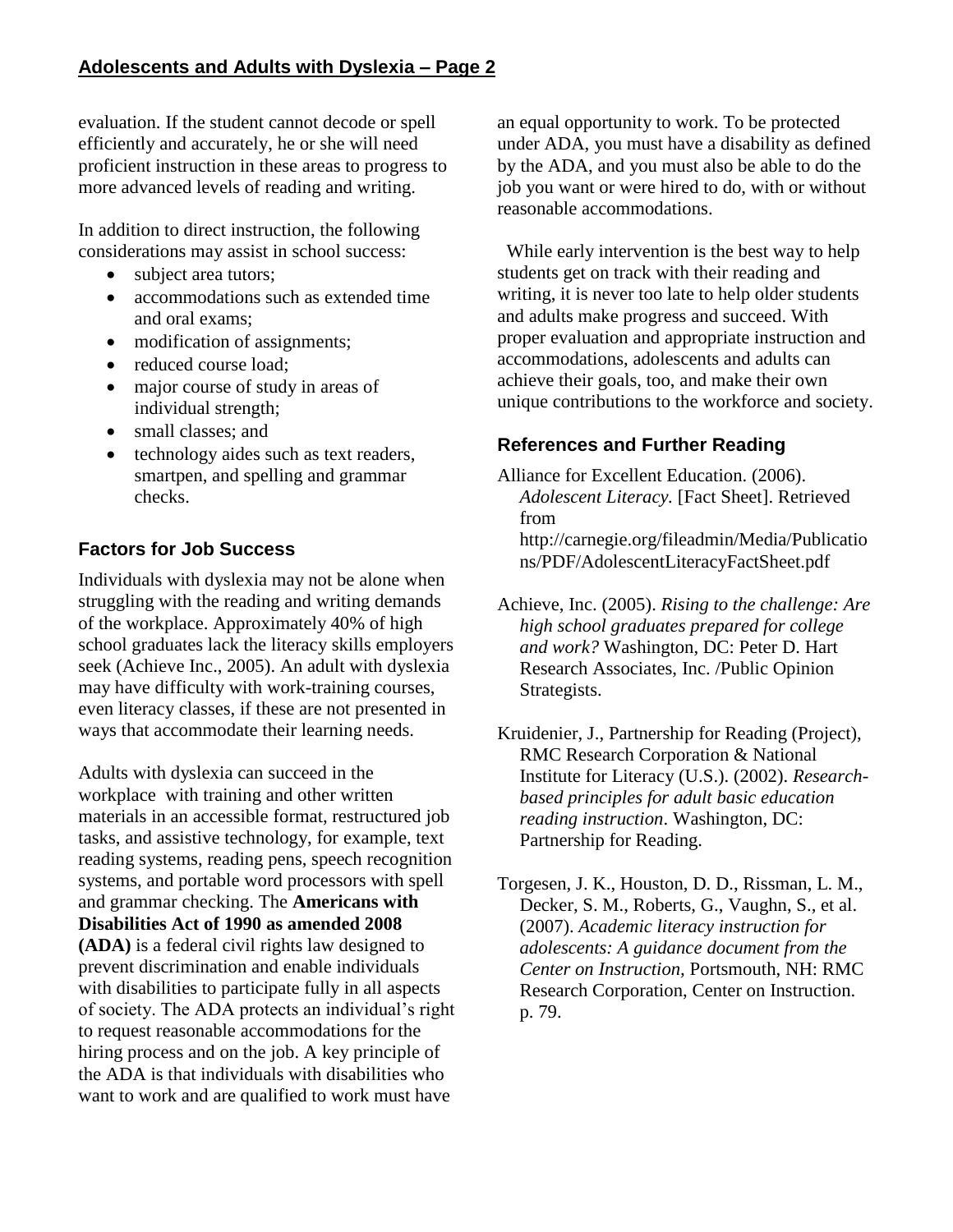evaluation. If the student cannot decode or spell efficiently and accurately, he or she will need proficient instruction in these areas to progress to more advanced levels of reading and writing.

In addition to direct instruction, the following considerations may assist in school success:

- subject area tutors;
- accommodations such as extended time and oral exams;
- modification of assignments;
- reduced course load;
- major course of study in areas of individual strength;
- small classes; and
- technology aides such as text readers, smartpen, and spelling and grammar checks.

### Factors for Job Success

Individuals with dyslexia may not be alone when struggling with the reading and writing demands of the workplace. Approximately 40% of high school graduates lack the literacy skills employers seek (Achieve Inc., 2005). An adult with dyslexia may have difficulty with work-training courses, even literacy classes, if these are not presented in ways that accommodate their learning needs.

Adults with dyslexia can succeed in the workplace with training and other written materials in an accessible format, restructured job tasks, and assistive technology, for example, text reading systems, reading pens, speech recognition systems, and portable word processors with spell and grammar checking. The **Americans with Disabilities Act of 1990 as amended 2008 (ADA)** is a federal civil rights law designed to prevent discrimination and enable individuals with disabilities to participate fully in all aspects of society. The ADA protects an individual's right to request reasonable accommodations for the hiring process and on the job. A key principle of the ADA is that individuals with disabilities who want to work and are qualified to work must have an equal opportunity to work. To be protected under ADA, you must have a disability as defined by the ADA, and you must also be able to do the job you want or were hired to do, with or without reasonable accommodations.

While early intervention is the best way to help students get on track with their reading and writing, it is never too late to help older students and adults make progress and succeed. With proper evaluation and appropriate instruction and accommodations, adolescents and adults can achieve their goals, too, and make their own unique contributions to the workforce and society.

### References and Further Reading

Alliance for Excellent Education. (2006). *Adolescent Literacy.* [Fact Sheet]. Retrieved from http://carnegie.org/fileadmin/Media/Publications/PDF/AdolescentLiteracyFactSheet.pdf

Achieve, Inc. (2005). *Rising to the challenge: Are high school graduates prepared for college and work?* Washington, DC: Peter D. Hart Research Associates, Inc. /Public Opinion Strategists.

Kruidenier, J., Partnership for Reading (Project), RMC Research Corporation & National Institute for Literacy (U.S.). (2002). *Research-based principles for adult basic education reading instruction*. Washington, DC: Partnership for Reading.

Torgesen, J. K., Houston, D. D., Rissman, L. M., Decker, S. M., Roberts, G., Vaughn, S., et al. (2007). *Academic literacy instruction for adolescents: A guidance document from the Center on Instruction,* Portsmouth, NH: RMC Research Corporation, Center on Instruction. p. 79.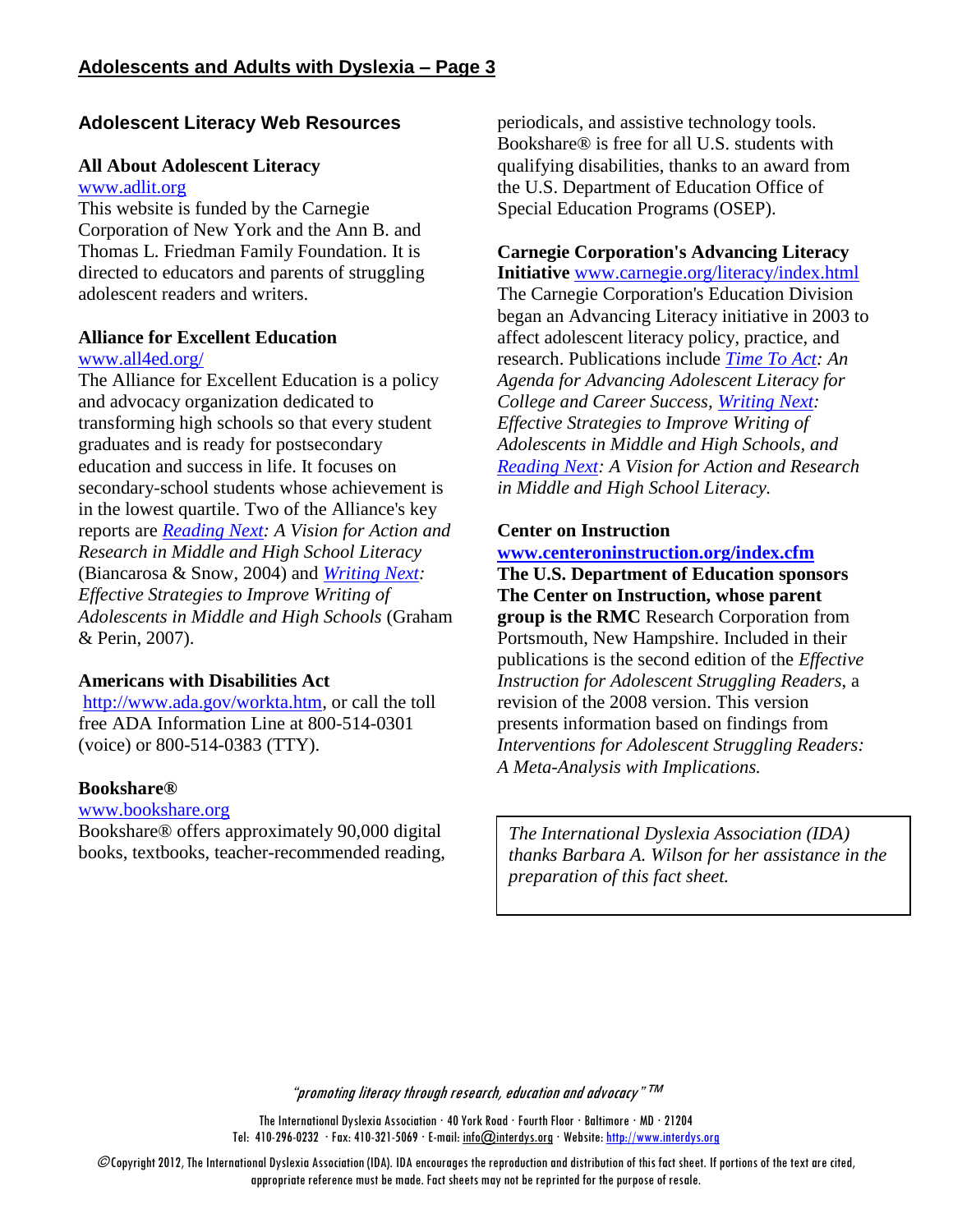## Adolescents and Adults with Dyslexia – Page 3

### Adolescent Literacy Web Resources

**All About Adolescent Literacy**
www.adlit.org
This website is funded by the Carnegie Corporation of New York and the Ann B. and Thomas L. Friedman Family Foundation. It is directed to educators and parents of struggling adolescent readers and writers.

**Alliance for Excellent Education**
www.all4ed.org/
The Alliance for Excellent Education is a policy and advocacy organization dedicated to transforming high schools so that every student graduates and is ready for postsecondary education and success in life. It focuses on secondary-school students whose achievement is in the lowest quartile. Two of the Alliance's key reports are *Reading Next: A Vision for Action and Research in Middle and High School Literacy* (Biancarosa & Snow, 2004) and *Writing Next: Effective Strategies to Improve Writing of Adolescents in Middle and High Schools* (Graham & Perin, 2007).

**Americans with Disabilities Act**
http://www.ada.gov/workta.htm, or call the toll free ADA Information Line at 800-514-0301 (voice) or 800-514-0383 (TTY).

**Bookshare®**
www.bookshare.org
Bookshare® offers approximately 90,000 digital books, textbooks, teacher-recommended reading, periodicals, and assistive technology tools. Bookshare® is free for all U.S. students with qualifying disabilities, thanks to an award from the U.S. Department of Education Office of Special Education Programs (OSEP).

**Carnegie Corporation's Advancing Literacy Initiative** www.carnegie.org/literacy/index.html
The Carnegie Corporation's Education Division began an Advancing Literacy initiative in 2003 to affect adolescent literacy policy, practice, and research. Publications include *Time To Act: An Agenda for Advancing Adolescent Literacy for College and Career Success*, *Writing Next: Effective Strategies to Improve Writing of Adolescents in Middle and High Schools*, and *Reading Next: A Vision for Action and Research in Middle and High School Literacy.*

**Center on Instruction**
**www.centeroninstruction.org/index.cfm**
**The U.S. Department of Education sponsors The Center on Instruction, whose parent group is the RMC** Research Corporation from Portsmouth, New Hampshire. Included in their publications is the second edition of the *Effective Instruction for Adolescent Struggling Readers*, a revision of the 2008 version. This version presents information based on findings from *Interventions for Adolescent Struggling Readers: A Meta-Analysis with Implications.*

*The International Dyslexia Association (IDA) thanks Barbara A. Wilson for her assistance in the preparation of this fact sheet.*

*"promoting literacy through research, education and advocacy"* ™

The International Dyslexia Association · 40 York Road · Fourth Floor · Baltimore · MD · 21204
Tel: 410-296-0232 · Fax: 410-321-5069 · E-mail: info@interdys.org · Website: http://www.interdys.org

©Copyright 2012, The International Dyslexia Association (IDA). IDA encourages the reproduction and distribution of this fact sheet. If portions of the text are cited, appropriate reference must be made. Fact sheets may not be reprinted for the purpose of resale.